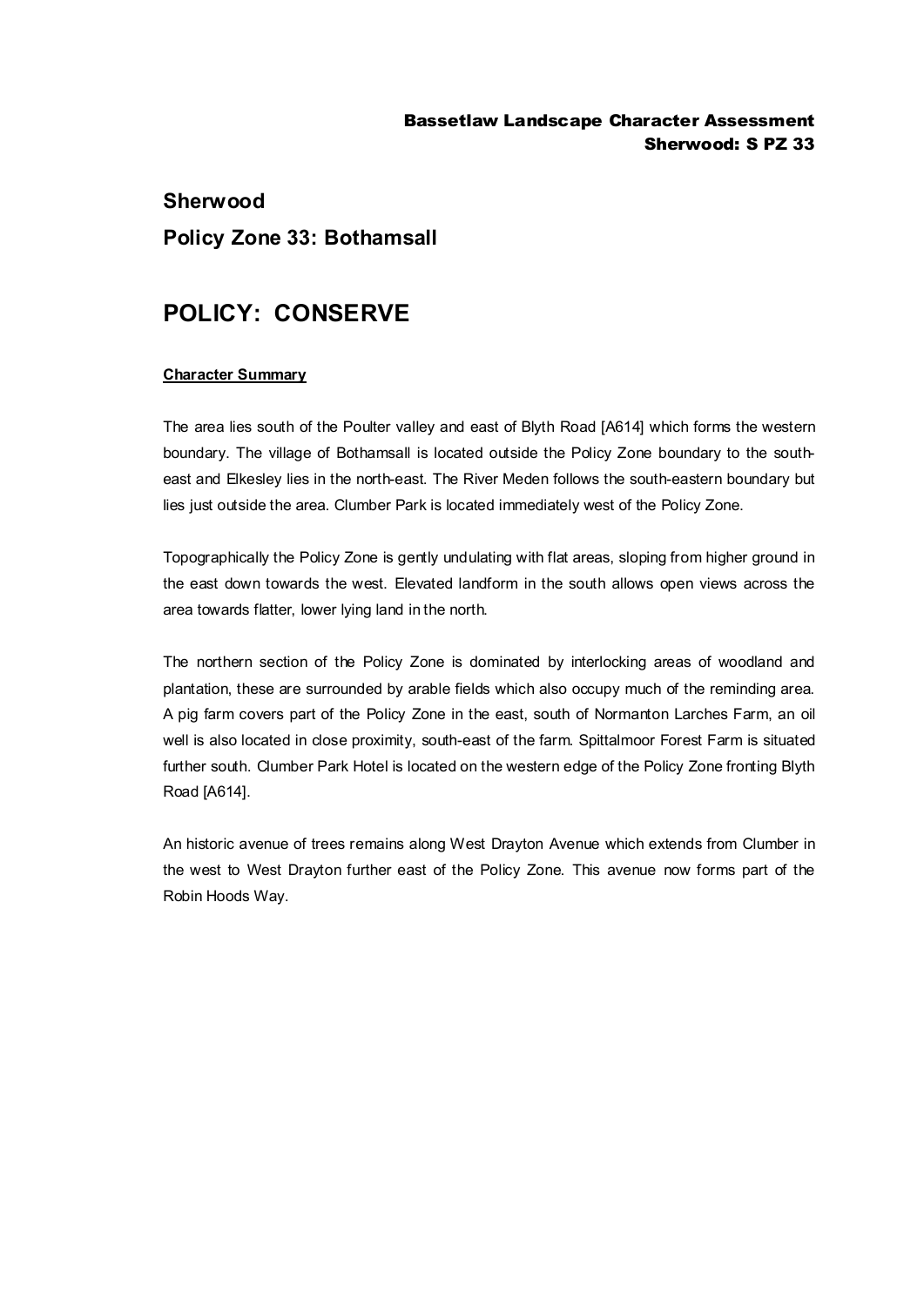## Sherwood

## Policy Zone 33: Bothamsall

# POLICY: CONSERVE

**Character Summary**

The area lies south of the Poulter valley and east of Blyth Road [A614] which forms the western boundary. The village of Bothamsall is located outside the Policy Zone boundary to the south-east and Elkesley lies in the north-east. The River Meden follows the south-eastern boundary but lies just outside the area. Clumber Park is located immediately west of the Policy Zone.

Topographically the Policy Zone is gently undulating with flat areas, sloping from higher ground in the east down towards the west. Elevated landform in the south allows open views across the area towards flatter, lower lying land in the north.

The northern section of the Policy Zone is dominated by interlocking areas of woodland and plantation, these are surrounded by arable fields which also occupy much of the reminding area. A pig farm covers part of the Policy Zone in the east, south of Normanton Larches Farm, an oil well is also located in close proximity, south-east of the farm. Spittalmoor Forest Farm is situated further south. Clumber Park Hotel is located on the western edge of the Policy Zone fronting Blyth Road [A614].

An historic avenue of trees remains along West Drayton Avenue which extends from Clumber in the west to West Drayton further east of the Policy Zone. This avenue now forms part of the Robin Hoods Way.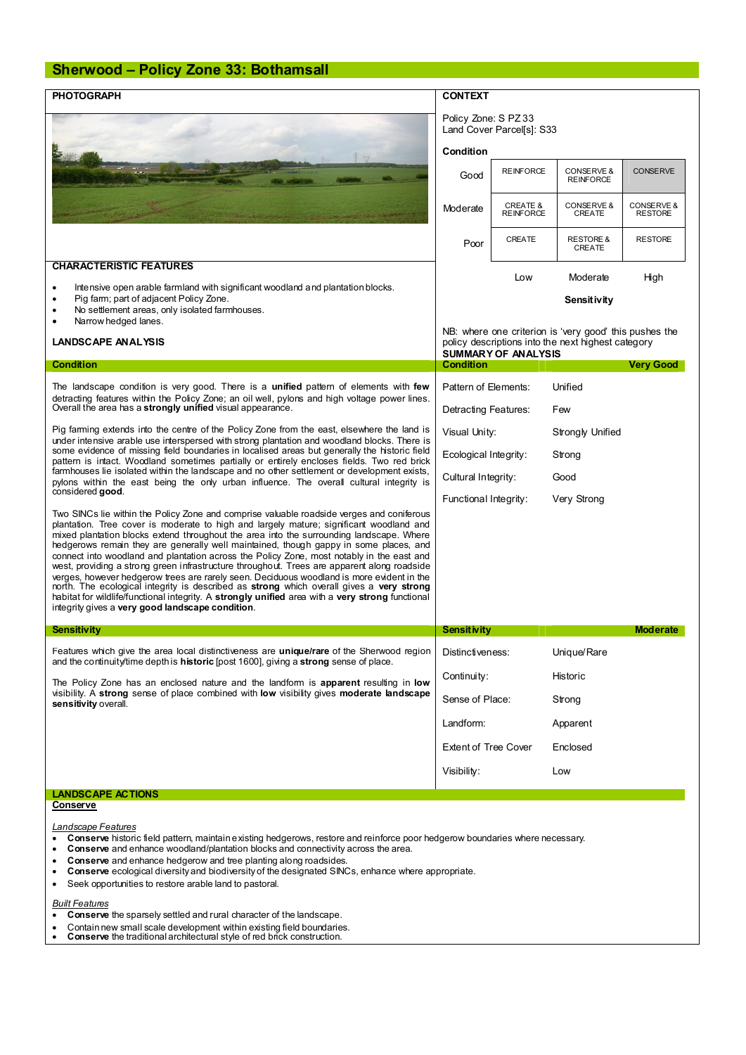# Sherwood – Policy Zone 33: Bothamsall

## PHOTOGRAPH

## CONTEXT

Policy Zone: S PZ33
Land Cover Parcel[s]: S33

**Condition**

| | | | |
|---|---|---|---|
| Good | REINFORCE | CONSERVE & REINFORCE | CONSERVE |
| Moderate | CREATE & REINFORCE | CONSERVE & CREATE | CONSERVE & RESTORE |
| Poor | CREATE | RESTORE & CREATE | RESTORE |
| | Low | Moderate | High |
| | | **Sensitivity** | |

NB: where one criterion is 'very good' this pushes the policy descriptions into the next highest category

## CHARACTERISTIC FEATURES

- Intensive open arable farmland with significant woodland and plantation blocks.
- Pig farm; part of adjacent Policy Zone.
- No settlement areas, only isolated farmhouses.
- Narrow hedged lanes.

## LANDSCAPE ANALYSIS

### Condition

The landscape condition is very good. There is a **unified** pattern of elements with **few** detracting features within the Policy Zone; an oil well, pylons and high voltage power lines. Overall the area has a **strongly unified** visual appearance.

Pig farming extends into the centre of the Policy Zone from the east, elsewhere the land is under intensive arable use interspersed with strong plantation and woodland blocks. There is some evidence of missing field boundaries in localised areas but generally the historic field pattern is intact. Woodland sometimes partially or entirely encloses fields. Two red brick farmhouses lie isolated within the landscape and no other settlement or development exists, pylons within the east being the only urban influence. The overall cultural integrity is considered **good**.

Two SINCs lie within the Policy Zone and comprise valuable roadside verges and coniferous plantation. Tree cover is moderate to high and largely mature; significant woodland and mixed plantation blocks extend throughout the area into the surrounding landscape. Where hedgerows remain they are generally well maintained, though gappy in some places, and connect into woodland and plantation across the Policy Zone, most notably in the east and west, providing a strong green infrastructure throughout. Trees are apparent along roadside verges, however hedgerow trees are rarely seen. Deciduous woodland is more evident in the north. The ecological integrity is described as **strong** which overall gives a **very strong** habitat for wildlife/functional integrity. A **strongly unified** area with a **very strong** functional integrity gives a **very good landscape condition**.

### SUMMARY OF ANALYSIS

**Condition — Very Good**

| | |
|---|---|
| Pattern of Elements: | Unified |
| Detracting Features: | Few |
| Visual Unity: | Strongly Unified |
| Ecological Integrity: | Strong |
| Cultural Integrity: | Good |
| Functional Integrity: | Very Strong |

### Sensitivity

Features which give the area local distinctiveness are **unique/rare** of the Sherwood region and the continuity/time depth is **historic** [post 1600], giving a **strong** sense of place.

The Policy Zone has an enclosed nature and the landform is **apparent** resulting in **low** visibility. A **strong** sense of place combined with **low** visibility gives **moderate landscape sensitivity** overall.

**Sensitivity — Moderate**

| | |
|---|---|
| Distinctiveness: | Unique/Rare |
| Continuity: | Historic |
| Sense of Place: | Strong |
| Landform: | Apparent |
| Extent of Tree Cover | Enclosed |
| Visibility: | Low |

## LANDSCAPE ACTIONS

**Conserve**

*Landscape Features*

- **Conserve** historic field pattern, maintain existing hedgerows, restore and reinforce poor hedgerow boundaries where necessary.
- **Conserve** and enhance woodland/plantation blocks and connectivity across the area.
- **Conserve** and enhance hedgerow and tree planting along roadsides.
- **Conserve** ecological diversity and biodiversity of the designated SINCs, enhance where appropriate.
- Seek opportunities to restore arable land to pastoral.

*Built Features*

- **Conserve** the sparsely settled and rural character of the landscape.
- Contain new small scale development within existing field boundaries.
- **Conserve** the traditional architectural style of red brick construction.